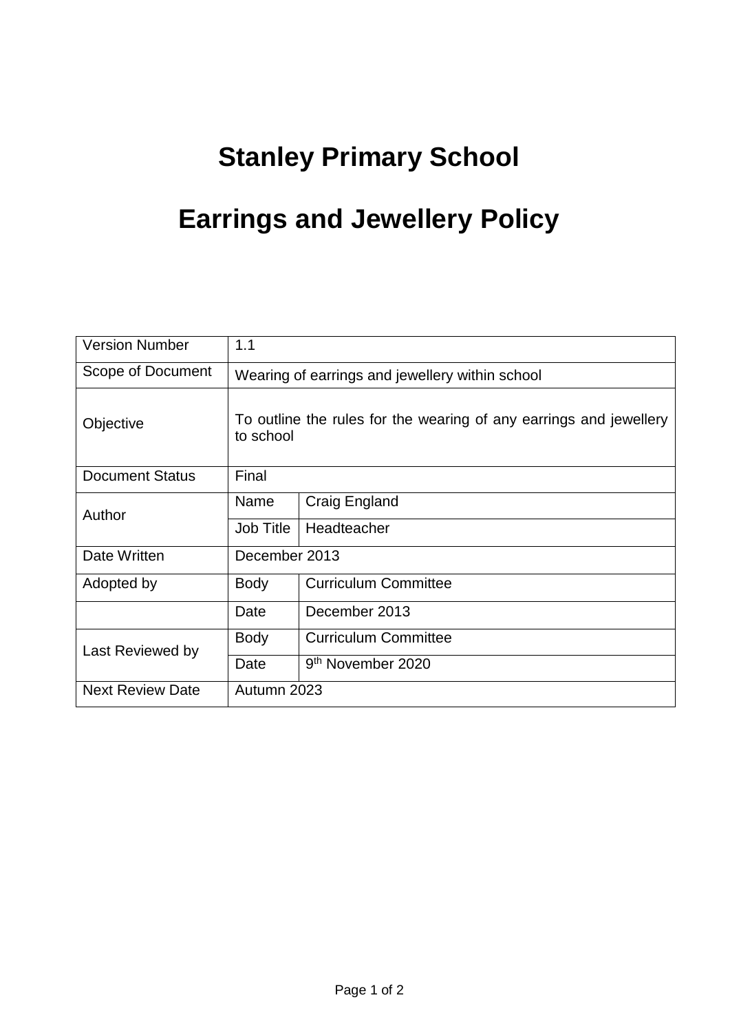# Stanley Primary School

# Earrings and Jewellery Policy

| | | |
|---|---|---|
| Version Number | 1.1 | |
| Scope of Document | Wearing of earrings and jewellery within school | |
| Objective | To outline the rules for the wearing of any earrings and jewellery to school | |
| Document Status | Final | |
| Author | Name | Craig England |
| | Job Title | Headteacher |
| Date Written | December 2013 | |
| Adopted by | Body | Curriculum Committee |
| | Date | December 2013 |
| Last Reviewed by | Body | Curriculum Committee |
| | Date | 9th November 2020 |
| Next Review Date | Autumn 2023 | |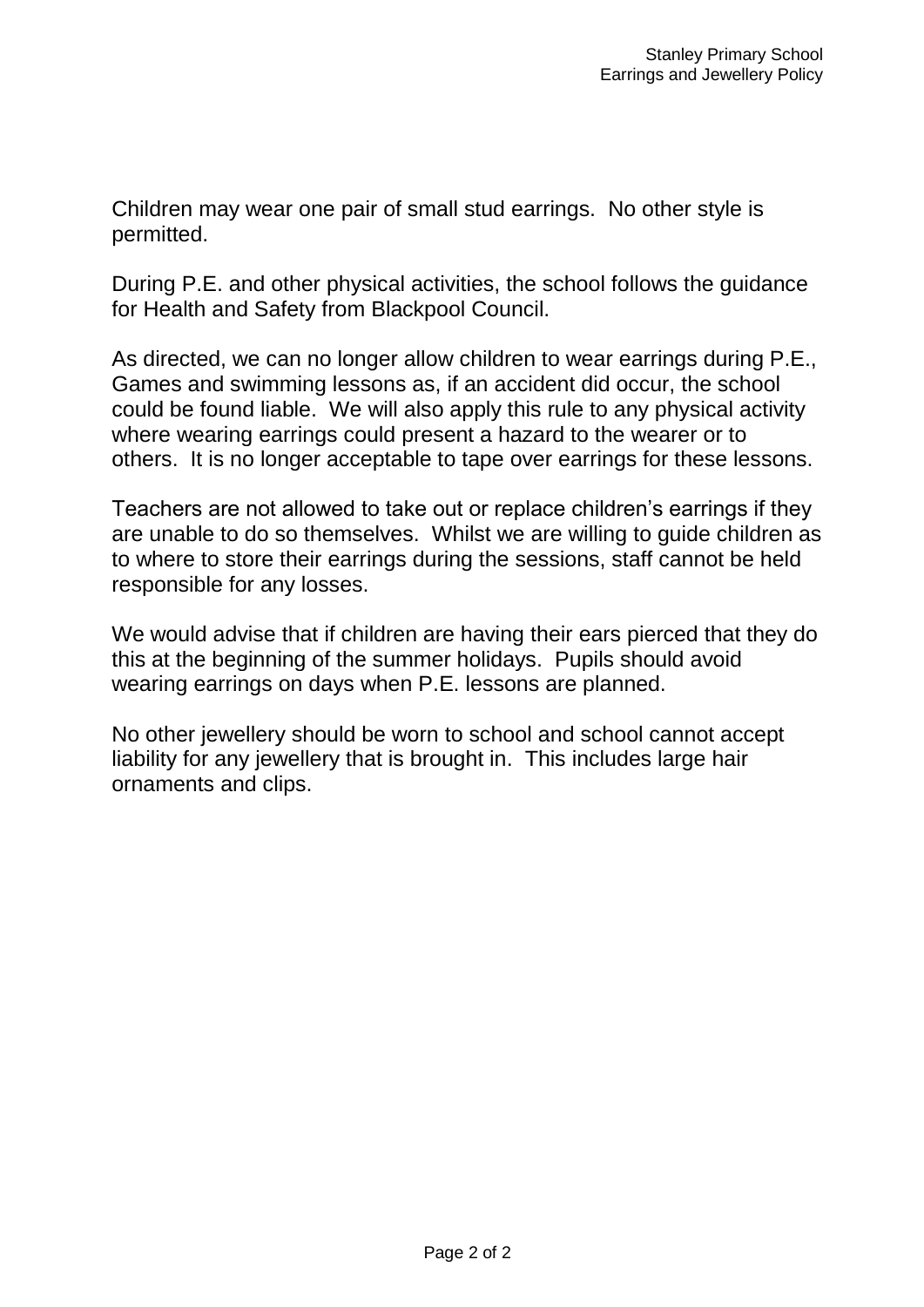Children may wear one pair of small stud earrings. No other style is permitted.

During P.E. and other physical activities, the school follows the guidance for Health and Safety from Blackpool Council.

As directed, we can no longer allow children to wear earrings during P.E., Games and swimming lessons as, if an accident did occur, the school could be found liable. We will also apply this rule to any physical activity where wearing earrings could present a hazard to the wearer or to others. It is no longer acceptable to tape over earrings for these lessons.

Teachers are not allowed to take out or replace children's earrings if they are unable to do so themselves. Whilst we are willing to guide children as to where to store their earrings during the sessions, staff cannot be held responsible for any losses.

We would advise that if children are having their ears pierced that they do this at the beginning of the summer holidays. Pupils should avoid wearing earrings on days when P.E. lessons are planned.

No other jewellery should be worn to school and school cannot accept liability for any jewellery that is brought in. This includes large hair ornaments and clips.